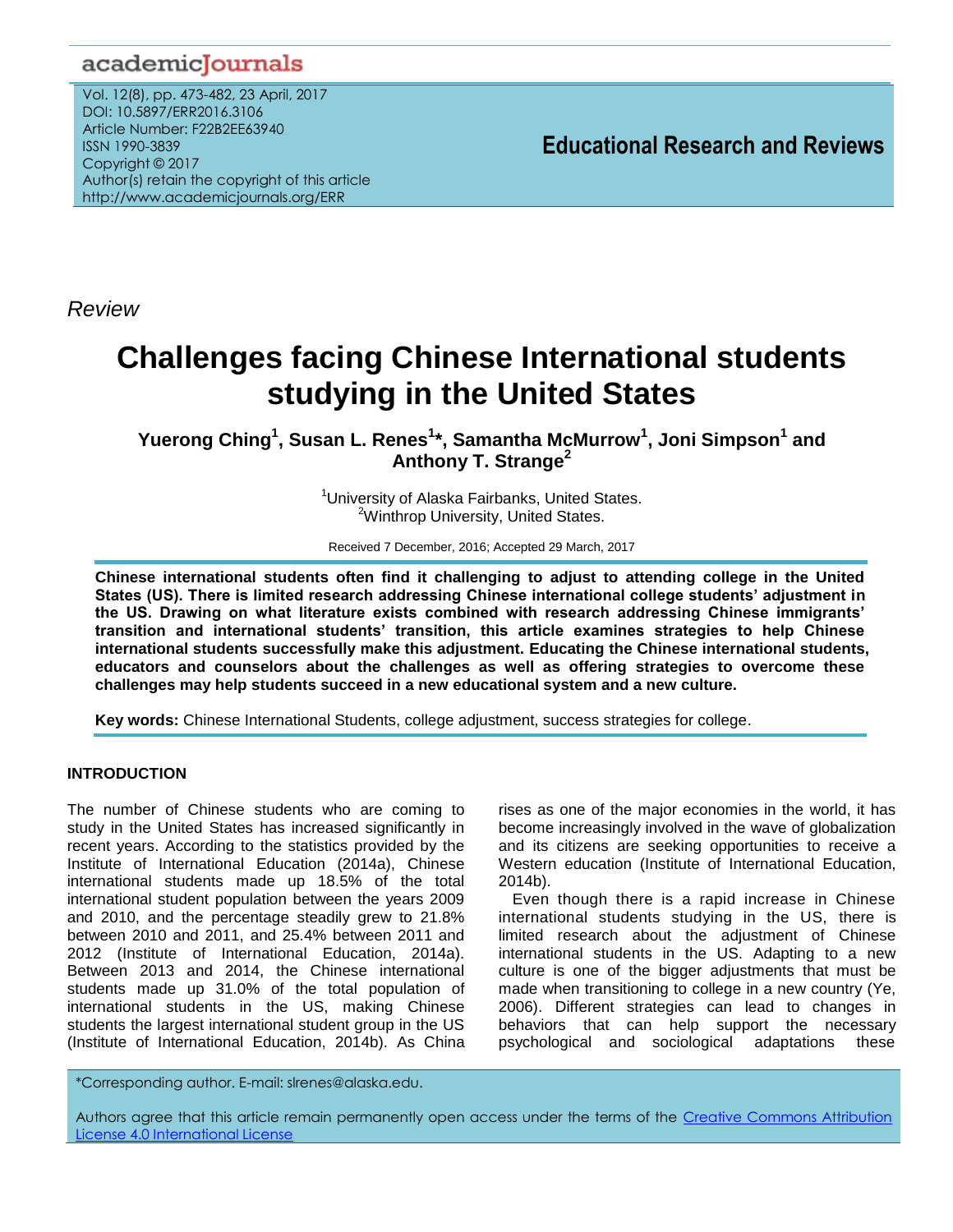*Review*

# Challenges facing Chinese International students studying in the United States

**Yuerong Ching[1], Susan L. Renes[1]*, Samantha McMurrow[1], Joni Simpson[1] and Anthony T. Strange[2]**

[1]University of Alaska Fairbanks, United States.
[2]Winthrop University, United States.

Received 7 December, 2016; Accepted 29 March, 2017

**Chinese international students often find it challenging to adjust to attending college in the United States (US). There is limited research addressing Chinese international college students' adjustment in the US. Drawing on what literature exists combined with research addressing Chinese immigrants' transition and international students' transition, this article examines strategies to help Chinese international students successfully make this adjustment. Educating the Chinese international students, educators and counselors about the challenges as well as offering strategies to overcome these challenges may help students succeed in a new educational system and a new culture.**

**Key words:** Chinese International Students, college adjustment, success strategies for college.

## INTRODUCTION

The number of Chinese students who are coming to study in the United States has increased significantly in recent years. According to the statistics provided by the Institute of International Education (2014a), Chinese international students made up 18.5% of the total international student population between the years 2009 and 2010, and the percentage steadily grew to 21.8% between 2010 and 2011, and 25.4% between 2011 and 2012 (Institute of International Education, 2014a). Between 2013 and 2014, the Chinese international students made up 31.0% of the total population of international students in the US, making Chinese students the largest international student group in the US (Institute of International Education, 2014b). As China rises as one of the major economies in the world, it has become increasingly involved in the wave of globalization and its citizens are seeking opportunities to receive a Western education (Institute of International Education, 2014b).

Even though there is a rapid increase in Chinese international students studying in the US, there is limited research about the adjustment of Chinese international students in the US. Adapting to a new culture is one of the bigger adjustments that must be made when transitioning to college in a new country (Ye, 2006). Different strategies can lead to changes in behaviors that can help support the necessary psychological and sociological adaptations these

*Corresponding author. E-mail: slrenes@alaska.edu.

Authors agree that this article remain permanently open access under the terms of the Creative Commons Attribution License 4.0 International License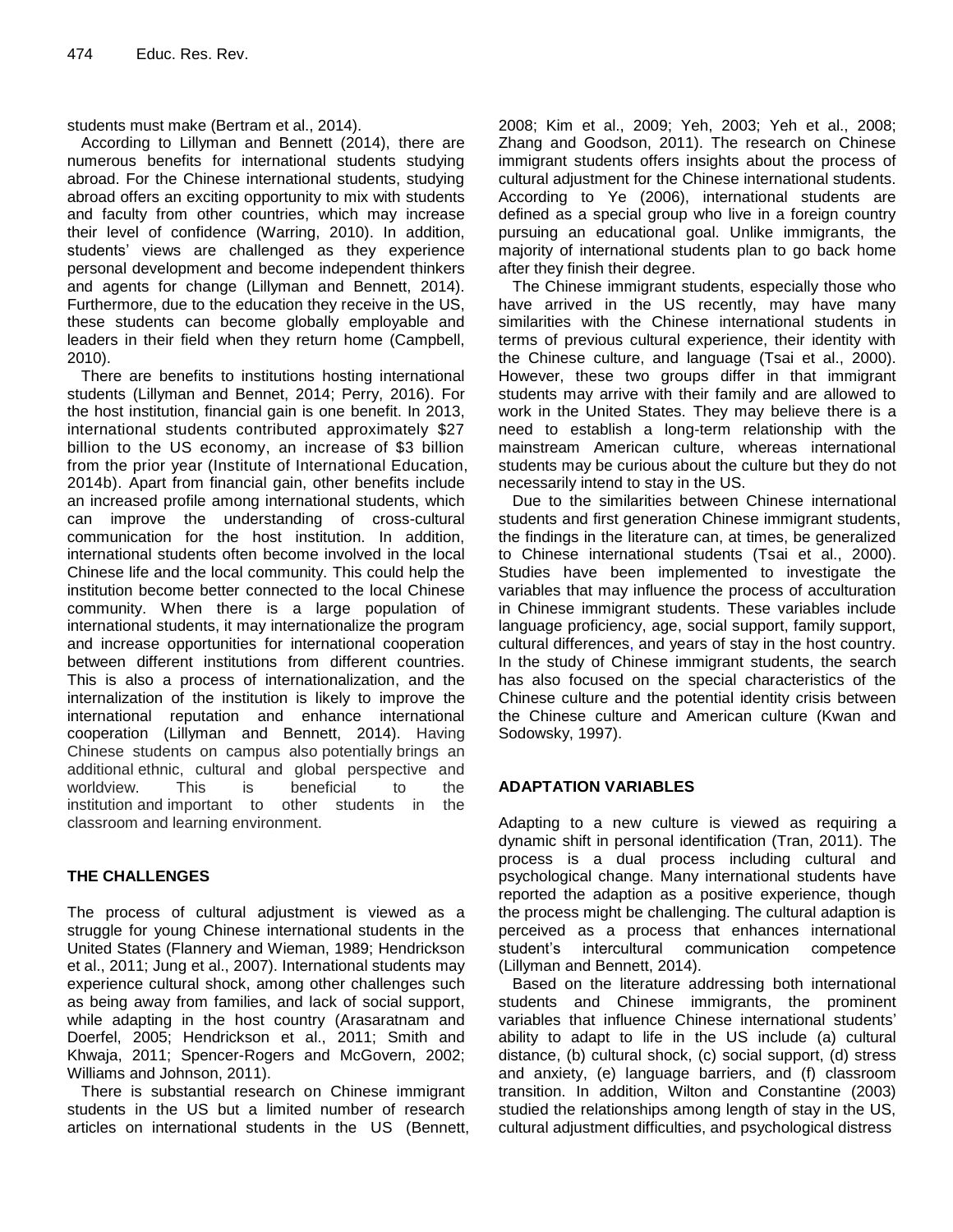students must make (Bertram et al., 2014).

According to Lillyman and Bennett (2014), there are numerous benefits for international students studying abroad. For the Chinese international students, studying abroad offers an exciting opportunity to mix with students and faculty from other countries, which may increase their level of confidence (Warring, 2010). In addition, students' views are challenged as they experience personal development and become independent thinkers and agents for change (Lillyman and Bennett, 2014). Furthermore, due to the education they receive in the US, these students can become globally employable and leaders in their field when they return home (Campbell, 2010).

There are benefits to institutions hosting international students (Lillyman and Bennet, 2014; Perry, 2016). For the host institution, financial gain is one benefit. In 2013, international students contributed approximately $27 billion to the US economy, an increase of $3 billion from the prior year (Institute of International Education, 2014b). Apart from financial gain, other benefits include an increased profile among international students, which can improve the understanding of cross-cultural communication for the host institution. In addition, international students often become involved in the local Chinese life and the local community. This could help the institution become better connected to the local Chinese community. When there is a large population of international students, it may internationalize the program and increase opportunities for international cooperation between different institutions from different countries. This is also a process of internationalization, and the internalization of the institution is likely to improve the international reputation and enhance international cooperation (Lillyman and Bennett, 2014). Having Chinese students on campus also potentially brings an additional ethnic, cultural and global perspective and worldview. This is beneficial to the institution and important to other students in the classroom and learning environment.

## THE CHALLENGES

The process of cultural adjustment is viewed as a struggle for young Chinese international students in the United States (Flannery and Wieman, 1989; Hendrickson et al., 2011; Jung et al., 2007). International students may experience cultural shock, among other challenges such as being away from families, and lack of social support, while adapting in the host country (Arasaratnam and Doerfel, 2005; Hendrickson et al., 2011; Smith and Khwaja, 2011; Spencer-Rogers and McGovern, 2002; Williams and Johnson, 2011).

There is substantial research on Chinese immigrant students in the US but a limited number of research articles on international students in the US (Bennett, 2008; Kim et al., 2009; Yeh, 2003; Yeh et al., 2008; Zhang and Goodson, 2011). The research on Chinese immigrant students offers insights about the process of cultural adjustment for the Chinese international students. According to Ye (2006), international students are defined as a special group who live in a foreign country pursuing an educational goal. Unlike immigrants, the majority of international students plan to go back home after they finish their degree.

The Chinese immigrant students, especially those who have arrived in the US recently, may have many similarities with the Chinese international students in terms of previous cultural experience, their identity with the Chinese culture, and language (Tsai et al., 2000). However, these two groups differ in that immigrant students may arrive with their family and are allowed to work in the United States. They may believe there is a need to establish a long-term relationship with the mainstream American culture, whereas international students may be curious about the culture but they do not necessarily intend to stay in the US.

Due to the similarities between Chinese international students and first generation Chinese immigrant students, the findings in the literature can, at times, be generalized to Chinese international students (Tsai et al., 2000). Studies have been implemented to investigate the variables that may influence the process of acculturation in Chinese immigrant students. These variables include language proficiency, age, social support, family support, cultural differences, and years of stay in the host country. In the study of Chinese immigrant students, the search has also focused on the special characteristics of the Chinese culture and the potential identity crisis between the Chinese culture and American culture (Kwan and Sodowsky, 1997).

## ADAPTATION VARIABLES

Adapting to a new culture is viewed as requiring a dynamic shift in personal identification (Tran, 2011). The process is a dual process including cultural and psychological change. Many international students have reported the adaption as a positive experience, though the process might be challenging. The cultural adaption is perceived as a process that enhances international student's intercultural communication competence (Lillyman and Bennett, 2014).

Based on the literature addressing both international students and Chinese immigrants, the prominent variables that influence Chinese international students' ability to adapt to life in the US include (a) cultural distance, (b) cultural shock, (c) social support, (d) stress and anxiety, (e) language barriers, and (f) classroom transition. In addition, Wilton and Constantine (2003) studied the relationships among length of stay in the US, cultural adjustment difficulties, and psychological distress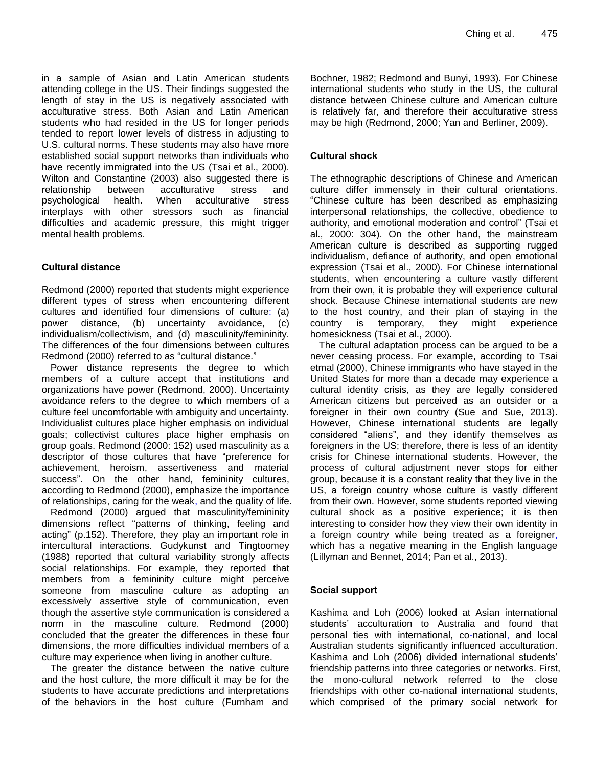in a sample of Asian and Latin American students attending college in the US. Their findings suggested the length of stay in the US is negatively associated with acculturative stress. Both Asian and Latin American students who had resided in the US for longer periods tended to report lower levels of distress in adjusting to U.S. cultural norms. These students may also have more established social support networks than individuals who have recently immigrated into the US (Tsai et al., 2000). Wilton and Constantine (2003) also suggested there is relationship between acculturative stress and psychological health. When acculturative stress interplays with other stressors such as financial difficulties and academic pressure, this might trigger mental health problems.

### Cultural distance

Redmond (2000) reported that students might experience different types of stress when encountering different cultures and identified four dimensions of culture: (a) power distance, (b) uncertainty avoidance, (c) individualism/collectivism, and (d) masculinity/femininity. The differences of the four dimensions between cultures Redmond (2000) referred to as "cultural distance."

Power distance represents the degree to which members of a culture accept that institutions and organizations have power (Redmond, 2000). Uncertainty avoidance refers to the degree to which members of a culture feel uncomfortable with ambiguity and uncertainty. Individualist cultures place higher emphasis on individual goals; collectivist cultures place higher emphasis on group goals. Redmond (2000: 152) used masculinity as a descriptor of those cultures that have "preference for achievement, heroism, assertiveness and material success". On the other hand, femininity cultures, according to Redmond (2000), emphasize the importance of relationships, caring for the weak, and the quality of life.

Redmond (2000) argued that masculinity/femininity dimensions reflect "patterns of thinking, feeling and acting" (p.152). Therefore, they play an important role in intercultural interactions. Gudykunst and Tingtoomey (1988) reported that cultural variability strongly affects social relationships. For example, they reported that members from a femininity culture might perceive someone from masculine culture as adopting an excessively assertive style of communication, even though the assertive style communication is considered a norm in the masculine culture. Redmond (2000) concluded that the greater the differences in these four dimensions, the more difficulties individual members of a culture may experience when living in another culture.

The greater the distance between the native culture and the host culture, the more difficult it may be for the students to have accurate predictions and interpretations of the behaviors in the host culture (Furnham and Bochner, 1982; Redmond and Bunyi, 1993). For Chinese international students who study in the US, the cultural distance between Chinese culture and American culture is relatively far, and therefore their acculturative stress may be high (Redmond, 2000; Yan and Berliner, 2009).

### Cultural shock

The ethnographic descriptions of Chinese and American culture differ immensely in their cultural orientations. "Chinese culture has been described as emphasizing interpersonal relationships, the collective, obedience to authority, and emotional moderation and control" (Tsai et al., 2000: 304). On the other hand, the mainstream American culture is described as supporting rugged individualism, defiance of authority, and open emotional expression (Tsai et al., 2000). For Chinese international students, when encountering a culture vastly different from their own, it is probable they will experience cultural shock. Because Chinese international students are new to the host country, and their plan of staying in the country is temporary, they might experience homesickness (Tsai et al., 2000).

The cultural adaptation process can be argued to be a never ceasing process. For example, according to Tsai etmal (2000), Chinese immigrants who have stayed in the United States for more than a decade may experience a cultural identity crisis, as they are legally considered American citizens but perceived as an outsider or a foreigner in their own country (Sue and Sue, 2013). However, Chinese international students are legally considered "aliens", and they identify themselves as foreigners in the US; therefore, there is less of an identity crisis for Chinese international students. However, the process of cultural adjustment never stops for either group, because it is a constant reality that they live in the US, a foreign country whose culture is vastly different from their own. However, some students reported viewing cultural shock as a positive experience; it is then interesting to consider how they view their own identity in a foreign country while being treated as a foreigner, which has a negative meaning in the English language (Lillyman and Bennet, 2014; Pan et al., 2013).

### Social support

Kashima and Loh (2006) looked at Asian international students' acculturation to Australia and found that personal ties with international, co-national, and local Australian students significantly influenced acculturation. Kashima and Loh (2006) divided international students' friendship patterns into three categories or networks. First, the mono-cultural network referred to the close friendships with other co-national international students, which comprised of the primary social network for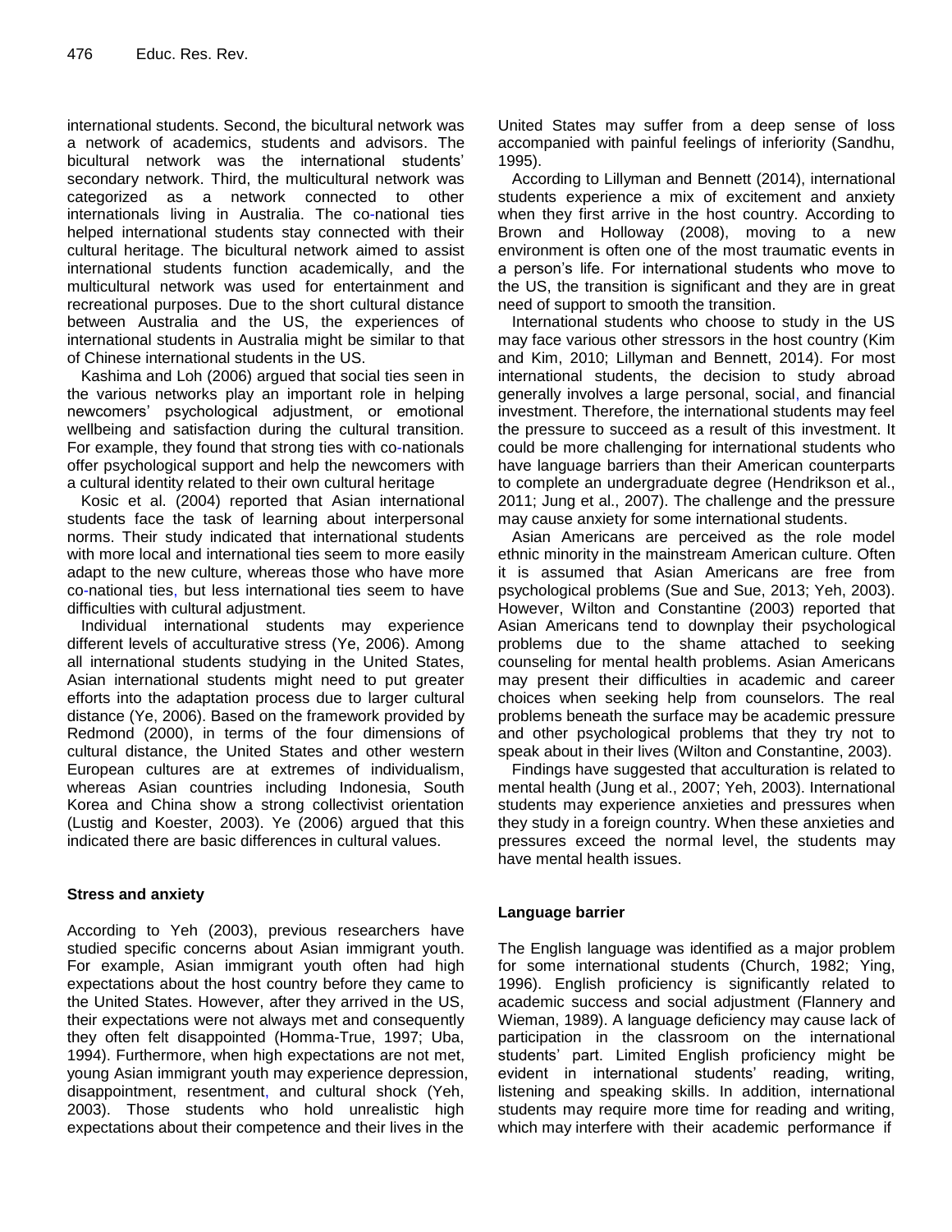international students. Second, the bicultural network was a network of academics, students and advisors. The bicultural network was the international students' secondary network. Third, the multicultural network was categorized as a network connected to other internationals living in Australia. The co-national ties helped international students stay connected with their cultural heritage. The bicultural network aimed to assist international students function academically, and the multicultural network was used for entertainment and recreational purposes. Due to the short cultural distance between Australia and the US, the experiences of international students in Australia might be similar to that of Chinese international students in the US.

Kashima and Loh (2006) argued that social ties seen in the various networks play an important role in helping newcomers' psychological adjustment, or emotional wellbeing and satisfaction during the cultural transition. For example, they found that strong ties with co-nationals offer psychological support and help the newcomers with a cultural identity related to their own cultural heritage

Kosic et al. (2004) reported that Asian international students face the task of learning about interpersonal norms. Their study indicated that international students with more local and international ties seem to more easily adapt to the new culture, whereas those who have more co-national ties, but less international ties seem to have difficulties with cultural adjustment.

Individual international students may experience different levels of acculturative stress (Ye, 2006). Among all international students studying in the United States, Asian international students might need to put greater efforts into the adaptation process due to larger cultural distance (Ye, 2006). Based on the framework provided by Redmond (2000), in terms of the four dimensions of cultural distance, the United States and other western European cultures are at extremes of individualism, whereas Asian countries including Indonesia, South Korea and China show a strong collectivist orientation (Lustig and Koester, 2003). Ye (2006) argued that this indicated there are basic differences in cultural values.

## Stress and anxiety

According to Yeh (2003), previous researchers have studied specific concerns about Asian immigrant youth. For example, Asian immigrant youth often had high expectations about the host country before they came to the United States. However, after they arrived in the US, their expectations were not always met and consequently they often felt disappointed (Homma-True, 1997; Uba, 1994). Furthermore, when high expectations are not met, young Asian immigrant youth may experience depression, disappointment, resentment, and cultural shock (Yeh, 2003). Those students who hold unrealistic high expectations about their competence and their lives in the United States may suffer from a deep sense of loss accompanied with painful feelings of inferiority (Sandhu, 1995).

According to Lillyman and Bennett (2014), international students experience a mix of excitement and anxiety when they first arrive in the host country. According to Brown and Holloway (2008), moving to a new environment is often one of the most traumatic events in a person's life. For international students who move to the US, the transition is significant and they are in great need of support to smooth the transition.

International students who choose to study in the US may face various other stressors in the host country (Kim and Kim, 2010; Lillyman and Bennett, 2014). For most international students, the decision to study abroad generally involves a large personal, social, and financial investment. Therefore, the international students may feel the pressure to succeed as a result of this investment. It could be more challenging for international students who have language barriers than their American counterparts to complete an undergraduate degree (Hendrikson et al., 2011; Jung et al., 2007). The challenge and the pressure may cause anxiety for some international students.

Asian Americans are perceived as the role model ethnic minority in the mainstream American culture. Often it is assumed that Asian Americans are free from psychological problems (Sue and Sue, 2013; Yeh, 2003). However, Wilton and Constantine (2003) reported that Asian Americans tend to downplay their psychological problems due to the shame attached to seeking counseling for mental health problems. Asian Americans may present their difficulties in academic and career choices when seeking help from counselors. The real problems beneath the surface may be academic pressure and other psychological problems that they try not to speak about in their lives (Wilton and Constantine, 2003).

Findings have suggested that acculturation is related to mental health (Jung et al., 2007; Yeh, 2003). International students may experience anxieties and pressures when they study in a foreign country. When these anxieties and pressures exceed the normal level, the students may have mental health issues.

## Language barrier

The English language was identified as a major problem for some international students (Church, 1982; Ying, 1996). English proficiency is significantly related to academic success and social adjustment (Flannery and Wieman, 1989). A language deficiency may cause lack of participation in the classroom on the international students' part. Limited English proficiency might be evident in international students' reading, writing, listening and speaking skills. In addition, international students may require more time for reading and writing, which may interfere with their academic performance if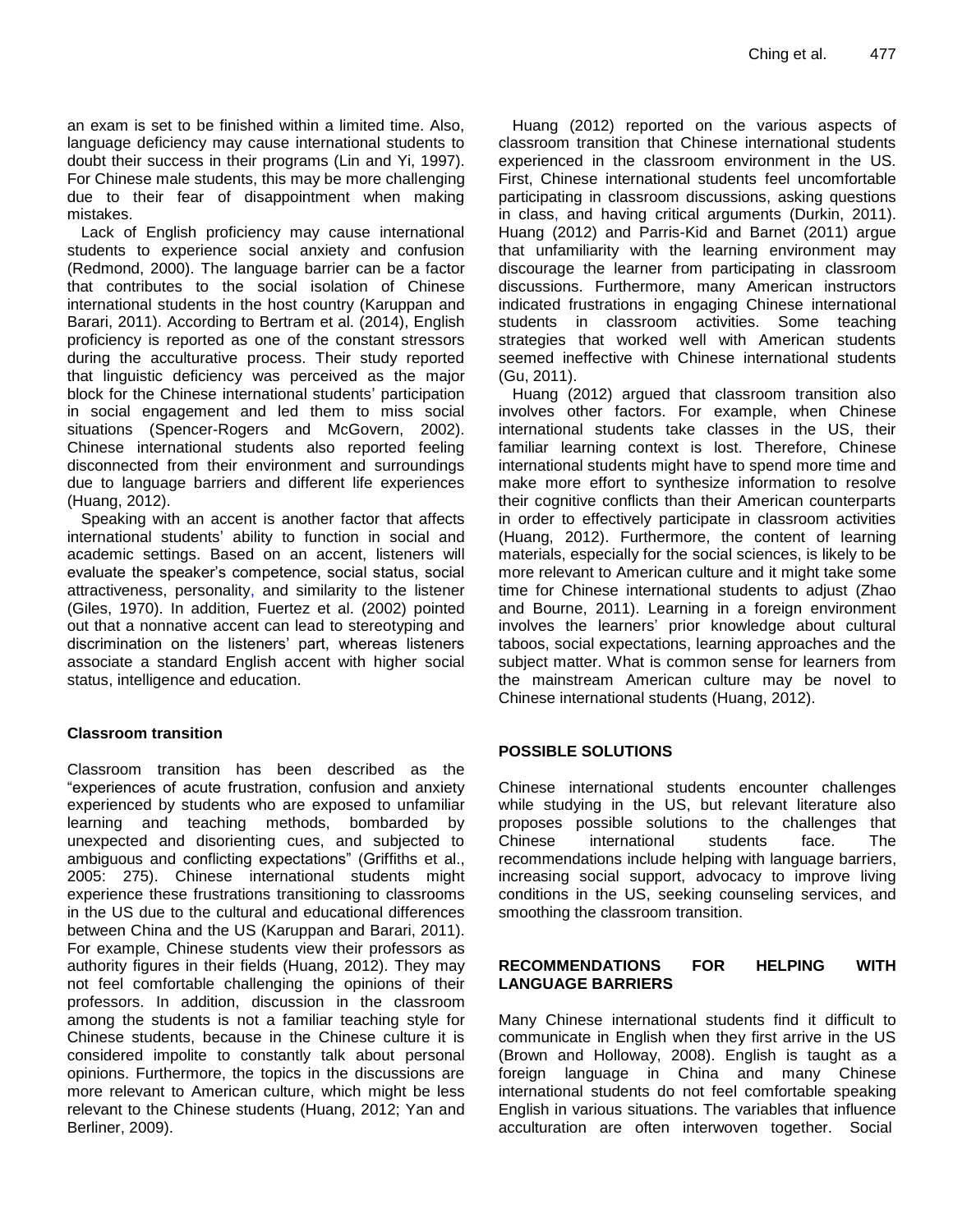an exam is set to be finished within a limited time. Also, language deficiency may cause international students to doubt their success in their programs (Lin and Yi, 1997). For Chinese male students, this may be more challenging due to their fear of disappointment when making mistakes.

Lack of English proficiency may cause international students to experience social anxiety and confusion (Redmond, 2000). The language barrier can be a factor that contributes to the social isolation of Chinese international students in the host country (Karuppan and Barari, 2011). According to Bertram et al. (2014), English proficiency is reported as one of the constant stressors during the acculturative process. Their study reported that linguistic deficiency was perceived as the major block for the Chinese international students' participation in social engagement and led them to miss social situations (Spencer-Rogers and McGovern, 2002). Chinese international students also reported feeling disconnected from their environment and surroundings due to language barriers and different life experiences (Huang, 2012).

Speaking with an accent is another factor that affects international students' ability to function in social and academic settings. Based on an accent, listeners will evaluate the speaker's competence, social status, social attractiveness, personality, and similarity to the listener (Giles, 1970). In addition, Fuertez et al. (2002) pointed out that a nonnative accent can lead to stereotyping and discrimination on the listeners' part, whereas listeners associate a standard English accent with higher social status, intelligence and education.

### Classroom transition

Classroom transition has been described as the "experiences of acute frustration, confusion and anxiety experienced by students who are exposed to unfamiliar learning and teaching methods, bombarded by unexpected and disorienting cues, and subjected to ambiguous and conflicting expectations" (Griffiths et al., 2005: 275). Chinese international students might experience these frustrations transitioning to classrooms in the US due to the cultural and educational differences between China and the US (Karuppan and Barari, 2011). For example, Chinese students view their professors as authority figures in their fields (Huang, 2012). They may not feel comfortable challenging the opinions of their professors. In addition, discussion in the classroom among the students is not a familiar teaching style for Chinese students, because in the Chinese culture it is considered impolite to constantly talk about personal opinions. Furthermore, the topics in the discussions are more relevant to American culture, which might be less relevant to the Chinese students (Huang, 2012; Yan and Berliner, 2009).

Huang (2012) reported on the various aspects of classroom transition that Chinese international students experienced in the classroom environment in the US. First, Chinese international students feel uncomfortable participating in classroom discussions, asking questions in class, and having critical arguments (Durkin, 2011). Huang (2012) and Parris-Kid and Barnet (2011) argue that unfamiliarity with the learning environment may discourage the learner from participating in classroom discussions. Furthermore, many American instructors indicated frustrations in engaging Chinese international students in classroom activities. Some teaching strategies that worked well with American students seemed ineffective with Chinese international students (Gu, 2011).

Huang (2012) argued that classroom transition also involves other factors. For example, when Chinese international students take classes in the US, their familiar learning context is lost. Therefore, Chinese international students might have to spend more time and make more effort to synthesize information to resolve their cognitive conflicts than their American counterparts in order to effectively participate in classroom activities (Huang, 2012). Furthermore, the content of learning materials, especially for the social sciences, is likely to be more relevant to American culture and it might take some time for Chinese international students to adjust (Zhao and Bourne, 2011). Learning in a foreign environment involves the learners' prior knowledge about cultural taboos, social expectations, learning approaches and the subject matter. What is common sense for learners from the mainstream American culture may be novel to Chinese international students (Huang, 2012).

## POSSIBLE SOLUTIONS

Chinese international students encounter challenges while studying in the US, but relevant literature also proposes possible solutions to the challenges that Chinese international students face. The recommendations include helping with language barriers, increasing social support, advocacy to improve living conditions in the US, seeking counseling services, and smoothing the classroom transition.

## RECOMMENDATIONS FOR HELPING WITH LANGUAGE BARRIERS

Many Chinese international students find it difficult to communicate in English when they first arrive in the US (Brown and Holloway, 2008). English is taught as a foreign language in China and many Chinese international students do not feel comfortable speaking English in various situations. The variables that influence acculturation are often interwoven together. Social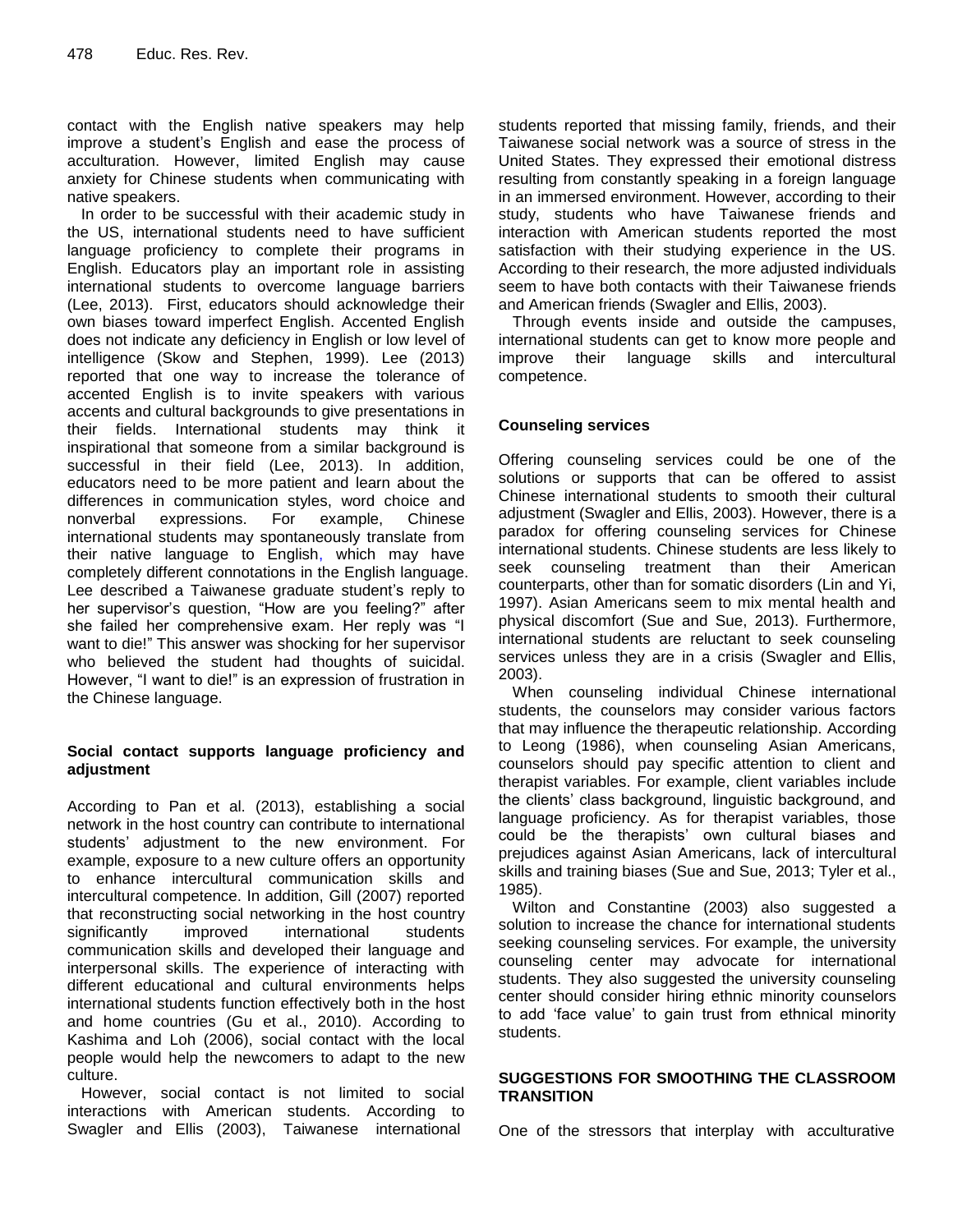contact with the English native speakers may help improve a student's English and ease the process of acculturation. However, limited English may cause anxiety for Chinese students when communicating with native speakers.

In order to be successful with their academic study in the US, international students need to have sufficient language proficiency to complete their programs in English. Educators play an important role in assisting international students to overcome language barriers (Lee, 2013). First, educators should acknowledge their own biases toward imperfect English. Accented English does not indicate any deficiency in English or low level of intelligence (Skow and Stephen, 1999). Lee (2013) reported that one way to increase the tolerance of accented English is to invite speakers with various accents and cultural backgrounds to give presentations in their fields. International students may think it inspirational that someone from a similar background is successful in their field (Lee, 2013). In addition, educators need to be more patient and learn about the differences in communication styles, word choice and nonverbal expressions. For example, Chinese international students may spontaneously translate from their native language to English, which may have completely different connotations in the English language. Lee described a Taiwanese graduate student's reply to her supervisor's question, "How are you feeling?" after she failed her comprehensive exam. Her reply was "I want to die!" This answer was shocking for her supervisor who believed the student had thoughts of suicidal. However, "I want to die!" is an expression of frustration in the Chinese language.

### Social contact supports language proficiency and adjustment

According to Pan et al. (2013), establishing a social network in the host country can contribute to international students' adjustment to the new environment. For example, exposure to a new culture offers an opportunity to enhance intercultural communication skills and intercultural competence. In addition, Gill (2007) reported that reconstructing social networking in the host country significantly improved international students communication skills and developed their language and interpersonal skills. The experience of interacting with different educational and cultural environments helps international students function effectively both in the host and home countries (Gu et al., 2010). According to Kashima and Loh (2006), social contact with the local people would help the newcomers to adapt to the new culture.

However, social contact is not limited to social interactions with American students. According to Swagler and Ellis (2003), Taiwanese international students reported that missing family, friends, and their Taiwanese social network was a source of stress in the United States. They expressed their emotional distress resulting from constantly speaking in a foreign language in an immersed environment. However, according to their study, students who have Taiwanese friends and interaction with American students reported the most satisfaction with their studying experience in the US. According to their research, the more adjusted individuals seem to have both contacts with their Taiwanese friends and American friends (Swagler and Ellis, 2003).

Through events inside and outside the campuses, international students can get to know more people and improve their language skills and intercultural competence.

### Counseling services

Offering counseling services could be one of the solutions or supports that can be offered to assist Chinese international students to smooth their cultural adjustment (Swagler and Ellis, 2003). However, there is a paradox for offering counseling services for Chinese international students. Chinese students are less likely to seek counseling treatment than their American counterparts, other than for somatic disorders (Lin and Yi, 1997). Asian Americans seem to mix mental health and physical discomfort (Sue and Sue, 2013). Furthermore, international students are reluctant to seek counseling services unless they are in a crisis (Swagler and Ellis, 2003).

When counseling individual Chinese international students, the counselors may consider various factors that may influence the therapeutic relationship. According to Leong (1986), when counseling Asian Americans, counselors should pay specific attention to client and therapist variables. For example, client variables include the clients' class background, linguistic background, and language proficiency. As for therapist variables, those could be the therapists' own cultural biases and prejudices against Asian Americans, lack of intercultural skills and training biases (Sue and Sue, 2013; Tyler et al., 1985).

Wilton and Constantine (2003) also suggested a solution to increase the chance for international students seeking counseling services. For example, the university counseling center may advocate for international students. They also suggested the university counseling center should consider hiring ethnic minority counselors to add 'face value' to gain trust from ethnical minority students.

## SUGGESTIONS FOR SMOOTHING THE CLASSROOM TRANSITION

One of the stressors that interplay with acculturative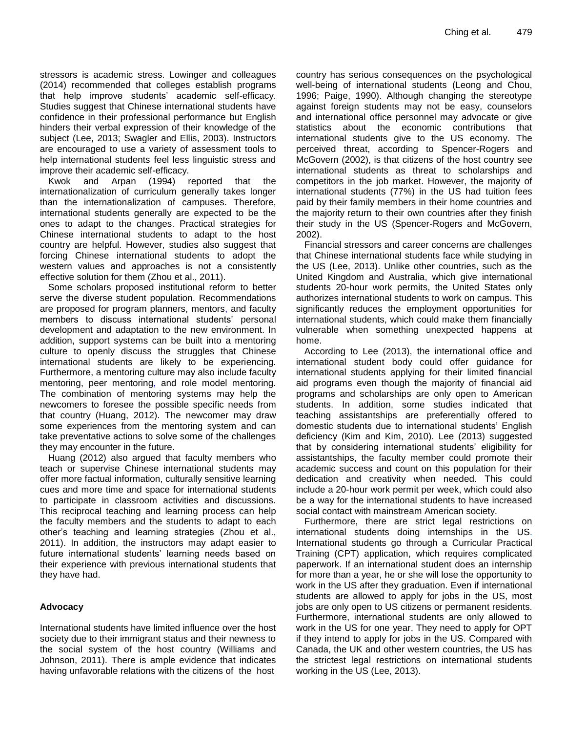stressors is academic stress. Lowinger and colleagues (2014) recommended that colleges establish programs that help improve students' academic self-efficacy. Studies suggest that Chinese international students have confidence in their professional performance but English hinders their verbal expression of their knowledge of the subject (Lee, 2013; Swagler and Ellis, 2003). Instructors are encouraged to use a variety of assessment tools to help international students feel less linguistic stress and improve their academic self-efficacy.

Kwok and Arpan (1994) reported that the internationalization of curriculum generally takes longer than the internationalization of campuses. Therefore, international students generally are expected to be the ones to adapt to the changes. Practical strategies for Chinese international students to adapt to the host country are helpful. However, studies also suggest that forcing Chinese international students to adopt the western values and approaches is not a consistently effective solution for them (Zhou et al., 2011).

Some scholars proposed institutional reform to better serve the diverse student population. Recommendations are proposed for program planners, mentors, and faculty members to discuss international students' personal development and adaptation to the new environment. In addition, support systems can be built into a mentoring culture to openly discuss the struggles that Chinese international students are likely to be experiencing. Furthermore, a mentoring culture may also include faculty mentoring, peer mentoring, and role model mentoring. The combination of mentoring systems may help the newcomers to foresee the possible specific needs from that country (Huang, 2012). The newcomer may draw some experiences from the mentoring system and can take preventative actions to solve some of the challenges they may encounter in the future.

Huang (2012) also argued that faculty members who teach or supervise Chinese international students may offer more factual information, culturally sensitive learning cues and more time and space for international students to participate in classroom activities and discussions. This reciprocal teaching and learning process can help the faculty members and the students to adapt to each other's teaching and learning strategies (Zhou et al., 2011). In addition, the instructors may adapt easier to future international students' learning needs based on their experience with previous international students that they have had.

**Advocacy**

International students have limited influence over the host society due to their immigrant status and their newness to the social system of the host country (Williams and Johnson, 2011). There is ample evidence that indicates having unfavorable relations with the citizens of the host country has serious consequences on the psychological well-being of international students (Leong and Chou, 1996; Paige, 1990). Although changing the stereotype against foreign students may not be easy, counselors and international office personnel may advocate or give statistics about the economic contributions that international students give to the US economy. The perceived threat, according to Spencer-Rogers and McGovern (2002), is that citizens of the host country see international students as threat to scholarships and competitors in the job market. However, the majority of international students (77%) in the US had tuition fees paid by their family members in their home countries and the majority return to their own countries after they finish their study in the US (Spencer-Rogers and McGovern, 2002).

Financial stressors and career concerns are challenges that Chinese international students face while studying in the US (Lee, 2013). Unlike other countries, such as the United Kingdom and Australia, which give international students 20-hour work permits, the United States only authorizes international students to work on campus. This significantly reduces the employment opportunities for international students, which could make them financially vulnerable when something unexpected happens at home.

According to Lee (2013), the international office and international student body could offer guidance for international students applying for their limited financial aid programs even though the majority of financial aid programs and scholarships are only open to American students. In addition, some studies indicated that teaching assistantships are preferentially offered to domestic students due to international students' English deficiency (Kim and Kim, 2010). Lee (2013) suggested that by considering international students' eligibility for assistantships, the faculty member could promote their academic success and count on this population for their dedication and creativity when needed. This could include a 20-hour work permit per week, which could also be a way for the international students to have increased social contact with mainstream American society.

Furthermore, there are strict legal restrictions on international students doing internships in the US. International students go through a Curricular Practical Training (CPT) application, which requires complicated paperwork. If an international student does an internship for more than a year, he or she will lose the opportunity to work in the US after they graduation. Even if international students are allowed to apply for jobs in the US, most jobs are only open to US citizens or permanent residents. Furthermore, international students are only allowed to work in the US for one year. They need to apply for OPT if they intend to apply for jobs in the US. Compared with Canada, the UK and other western countries, the US has the strictest legal restrictions on international students working in the US (Lee, 2013).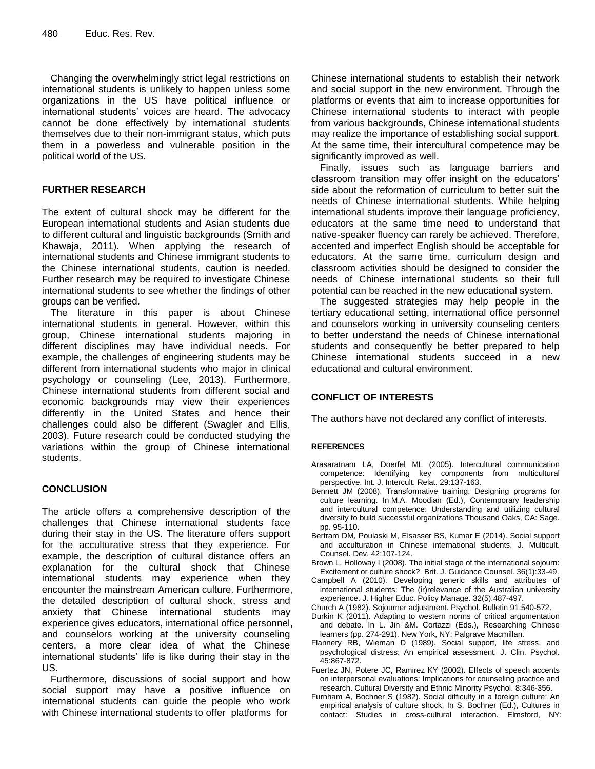Changing the overwhelmingly strict legal restrictions on international students is unlikely to happen unless some organizations in the US have political influence or international students' voices are heard. The advocacy cannot be done effectively by international students themselves due to their non-immigrant status, which puts them in a powerless and vulnerable position in the political world of the US.

## FURTHER RESEARCH

The extent of cultural shock may be different for the European international students and Asian students due to different cultural and linguistic backgrounds (Smith and Khawaja, 2011). When applying the research of international students and Chinese immigrant students to the Chinese international students, caution is needed. Further research may be required to investigate Chinese international students to see whether the findings of other groups can be verified.

The literature in this paper is about Chinese international students in general. However, within this group, Chinese international students majoring in different disciplines may have individual needs. For example, the challenges of engineering students may be different from international students who major in clinical psychology or counseling (Lee, 2013). Furthermore, Chinese international students from different social and economic backgrounds may view their experiences differently in the United States and hence their challenges could also be different (Swagler and Ellis, 2003). Future research could be conducted studying the variations within the group of Chinese international students.

## CONCLUSION

The article offers a comprehensive description of the challenges that Chinese international students face during their stay in the US. The literature offers support for the acculturative stress that they experience. For example, the description of cultural distance offers an explanation for the cultural shock that Chinese international students may experience when they encounter the mainstream American culture. Furthermore, the detailed description of cultural shock, stress and anxiety that Chinese international students may experience gives educators, international office personnel, and counselors working at the university counseling centers, a more clear idea of what the Chinese international students' life is like during their stay in the US.

Furthermore, discussions of social support and how social support may have a positive influence on international students can guide the people who work with Chinese international students to offer platforms for Chinese international students to establish their network and social support in the new environment. Through the platforms or events that aim to increase opportunities for Chinese international students to interact with people from various backgrounds, Chinese international students may realize the importance of establishing social support. At the same time, their intercultural competence may be significantly improved as well.

Finally, issues such as language barriers and classroom transition may offer insight on the educators' side about the reformation of curriculum to better suit the needs of Chinese international students. While helping international students improve their language proficiency, educators at the same time need to understand that native-speaker fluency can rarely be achieved. Therefore, accented and imperfect English should be acceptable for educators. At the same time, curriculum design and classroom activities should be designed to consider the needs of Chinese international students so their full potential can be reached in the new educational system.

The suggested strategies may help people in the tertiary educational setting, international office personnel and counselors working in university counseling centers to better understand the needs of Chinese international students and consequently be better prepared to help Chinese international students succeed in a new educational and cultural environment.

## CONFLICT OF INTERESTS

The authors have not declared any conflict of interests.

### REFERENCES

Arasaratnam LA, Doerfel ML (2005). Intercultural communication competence: Identifying key components from multicultural perspective. Int. J. Intercult. Relat. 29:137-163.

Bennett JM (2008). Transformative training: Designing programs for culture learning. In M.A. Moodian (Ed.), Contemporary leadership and intercultural competence: Understanding and utilizing cultural diversity to build successful organizations Thousand Oaks, CA: Sage. pp. 95-110.

Bertram DM, Poulaski M, Elsasser BS, Kumar E (2014). Social support and acculturation in Chinese international students. J. Multicult. Counsel. Dev. 42:107-124.

Brown L, Holloway I (2008). The initial stage of the international sojourn: Excitement or culture shock? Brit. J. Guidance Counsel. 36(1):33-49.

Campbell A (2010). Developing generic skills and attributes of international students: The (ir)relevance of the Australian university experience. J. Higher Educ. Policy Manage. 32(5):487-497.

Church A (1982). Sojourner adjustment. Psychol. Bulletin 91:540-572.

Durkin K (2011). Adapting to western norms of critical argumentation and debate. In L. Jin &M. Cortazzi (Eds.), Researching Chinese learners (pp. 274-291). New York, NY: Palgrave Macmillan.

Flannery RB, Wieman D (1989). Social support, life stress, and psychological distress: An empirical assessment. J. Clin. Psychol. 45:867-872.

Fuertez JN, Potere JC, Ramirez KY (2002). Effects of speech accents on interpersonal evaluations: Implications for counseling practice and research. Cultural Diversity and Ethnic Minority Psychol. 8:346-356.

Furnham A, Bochner S (1982). Social difficulty in a foreign culture: An empirical analysis of culture shock. In S. Bochner (Ed.), Cultures in contact: Studies in cross-cultural interaction. Elmsford, NY: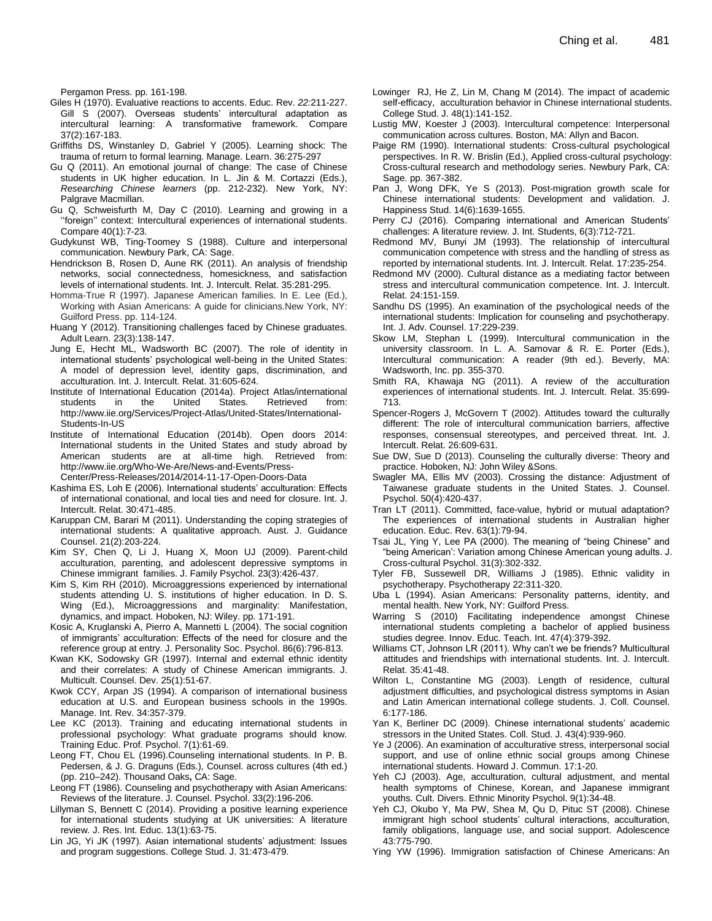Pergamon Press. pp. 161-198.

Giles H (1970). Evaluative reactions to accents. Educ. Rev. *22*:211-227.

Gill S (2007). Overseas students' intercultural adaptation as intercultural learning: A transformative framework. Compare 37(2):167-183.

Griffiths DS, Winstanley D, Gabriel Y (2005). Learning shock: The trauma of return to formal learning. Manage. Learn. 36:275-297

Gu Q (2011). An emotional journal of change: The case of Chinese students in UK higher education. In L. Jin & M. Cortazzi (Eds.), *Researching Chinese learners* (pp. 212-232). New York, NY: Palgrave Macmillan.

Gu Q, Schweisfurth M, Day C (2010). Learning and growing in a ''foreign'' context: Intercultural experiences of international students. Compare 40(1):7-23.

Gudykunst WB, Ting-Toomey S (1988). Culture and interpersonal communication. Newbury Park, CA: Sage.

Hendrickson B, Rosen D, Aune RK (2011). An analysis of friendship networks, social connectedness, homesickness, and satisfaction levels of international students. Int. J. Intercult. Relat. 35:281-295.

Homma-True R (1997). Japanese American families. In E. Lee (Ed.), Working with Asian Americans: A guide for clinicians.New York, NY: Guilford Press. pp. 114-124.

Huang Y (2012). Transitioning challenges faced by Chinese graduates. Adult Learn. 23(3):138-147.

Jung E, Hecht ML, Wadsworth BC (2007). The role of identity in international students' psychological well-being in the United States: A model of depression level, identity gaps, discrimination, and acculturation. Int. J. Intercult. Relat. 31:605-624.

Institute of International Education (2014a). Project Atlas/international students in the United States. Retrieved from: http://www.iie.org/Services/Project-Atlas/United-States/International-Students-In-US

Institute of International Education (2014b). Open doors 2014: International students in the United States and study abroad by American students are at all-time high. Retrieved from: http://www.iie.org/Who-We-Are/News-and-Events/Press-Center/Press-Releases/2014/2014-11-17-Open-Doors-Data

Kashima ES, Loh E (2006). International students' acculturation: Effects of international conational, and local ties and need for closure. Int. J. Intercult. Relat. 30:471-485.

Karuppan CM, Barari M (2011). Understanding the coping strategies of international students: A qualitative approach. Aust. J. Guidance Counsel. 21(2):203-224.

Kim SY, Chen Q, Li J, Huang X, Moon UJ (2009). Parent-child acculturation, parenting, and adolescent depressive symptoms in Chinese immigrant families. J. Family Psychol. 23(3):426-437.

Kim S, Kim RH (2010). Microaggressions experienced by international students attending U. S. institutions of higher education. In D. S. Wing (Ed.), Microaggressions and marginality: Manifestation, dynamics, and impact. Hoboken, NJ: Wiley. pp. 171-191.

Kosic A, Kruglanski A, Pierro A, Mannetti L (2004). The social cognition of immigrants' acculturation: Effects of the need for closure and the reference group at entry. J. Personality Soc. Psychol. 86(6):796-813.

Kwan KK, Sodowsky GR (1997). Internal and external ethnic identity and their correlates: A study of Chinese American immigrants. J. Multicult. Counsel. Dev. 25(1):51-67.

Kwok CCY, Arpan JS (1994). A comparison of international business education at U.S. and European business schools in the 1990s. Manage. Int. Rev. 34:357-379.

Lee KC (2013). Training and educating international students in professional psychology: What graduate programs should know. Training Educ. Prof. Psychol. 7(1):61-69.

Leong FT, Chou EL (1996).Counseling international students. In P. B. Pedersen, & J. G. Draguns (Eds.), Counsel. across cultures (4th ed.) (pp. 210–242). Thousand Oaks**,** CA: Sage.

Leong FT (1986). Counseling and psychotherapy with Asian Americans: Reviews of the literature. J. Counsel. Psychol. 33(2):196-206.

Lillyman S, Bennett C (2014). Providing a positive learning experience for international students studying at UK universities: A literature review. J. Res. Int. Educ. 13(1):63-75.

Lin JG, Yi JK (1997). Asian international students' adjustment: Issues and program suggestions. College Stud. J. 31:473-479.

Lowinger RJ, He Z, Lin M, Chang M (2014). The impact of academic self-efficacy, acculturation behavior in Chinese international students. College Stud. J. 48(1):141-152.

Lustig MW, Koester J (2003). Intercultural competence: Interpersonal communication across cultures. Boston, MA: Allyn and Bacon.

Paige RM (1990). International students: Cross-cultural psychological perspectives. In R. W. Brislin (Ed.), Applied cross-cultural psychology: Cross-cultural research and methodology series. Newbury Park, CA: Sage. pp. 367-382.

Pan J, Wong DFK, Ye S (2013). Post-migration growth scale for Chinese international students: Development and validation. J. Happiness Stud. 14(6):1639-1655.

Perry CJ (2016). Comparing international and American Students' challenges: A literature review. J. Int. Students, 6(3):712-721.

Redmond MV, Bunyi JM (1993). The relationship of intercultural communication competence with stress and the handling of stress as reported by international students. Int. J. Intercult. Relat. 17:235-254.

Redmond MV (2000). Cultural distance as a mediating factor between stress and intercultural communication competence. Int. J. Intercult. Relat. 24:151-159.

Sandhu DS (1995). An examination of the psychological needs of the international students: Implication for counseling and psychotherapy. Int. J. Adv. Counsel. 17:229-239.

Skow LM, Stephan L (1999). Intercultural communication in the university classroom. In L. A. Samovar & R. E. Porter (Eds.), Intercultural communication: A reader (9th ed.). Beverly, MA: Wadsworth, Inc. pp. 355-370.

Smith RA, Khawaja NG (2011). A review of the acculturation experiences of international students. Int. J. Intercult. Relat. 35:699-713.

Spencer-Rogers J, McGovern T (2002). Attitudes toward the culturally different: The role of intercultural communication barriers, affective responses, consensual stereotypes, and perceived threat. Int. J. Intercult. Relat. 26:609-631.

Sue DW, Sue D (2013). Counseling the culturally diverse: Theory and practice. Hoboken, NJ: John Wiley &Sons.

Swagler MA, Ellis MV (2003). Crossing the distance: Adjustment of Taiwanese graduate students in the United States. J. Counsel. Psychol. 50(4):420-437.

Tran LT (2011). Committed, face-value, hybrid or mutual adaptation? The experiences of international students in Australian higher education. Educ. Rev. 63(1):79-94.

Tsai JL, Ying Y, Lee PA (2000). The meaning of "being Chinese" and "being American': Variation among Chinese American young adults. J. Cross-cultural Psychol. 31(3):302-332.

Tyler FB, Sussewell DR, Williams J (1985). Ethnic validity in psychotherapy. Psychotherapy 22:311-320.

Uba L (1994). Asian Americans: Personality patterns, identity, and mental health. New York, NY: Guilford Press.

Warring S (2010) Facilitating independence amongst Chinese international students completing a bachelor of applied business studies degree. Innov. Educ. Teach. Int. 47(4):379-392.

Williams CT, Johnson LR (2011). Why can't we be friends? Multicultural attitudes and friendships with international students. Int. J. Intercult. Relat. 35:41-48.

Wilton L, Constantine MG (2003). Length of residence, cultural adjustment difficulties, and psychological distress symptoms in Asian and Latin American international college students. J. Coll. Counsel. 6:177-186.

Yan K, Berliner DC (2009). Chinese international students' academic stressors in the United States. Coll. Stud. J. 43(4):939-960.

Ye J (2006). An examination of acculturative stress, interpersonal social support, and use of online ethnic social groups among Chinese international students. Howard J. Commun. 17:1-20.

Yeh CJ (2003). Age, acculturation, cultural adjustment, and mental health symptoms of Chinese, Korean, and Japanese immigrant youths. Cult. Divers. Ethnic Minority Psychol. 9(1):34-48.

Yeh CJ, Okubo Y, Ma PW, Shea M, Qu D, Pituc ST (2008). Chinese immigrant high school students' cultural interactions, acculturation, family obligations, language use, and social support. Adolescence 43:775-790.

Ying YW (1996). Immigration satisfaction of Chinese Americans: An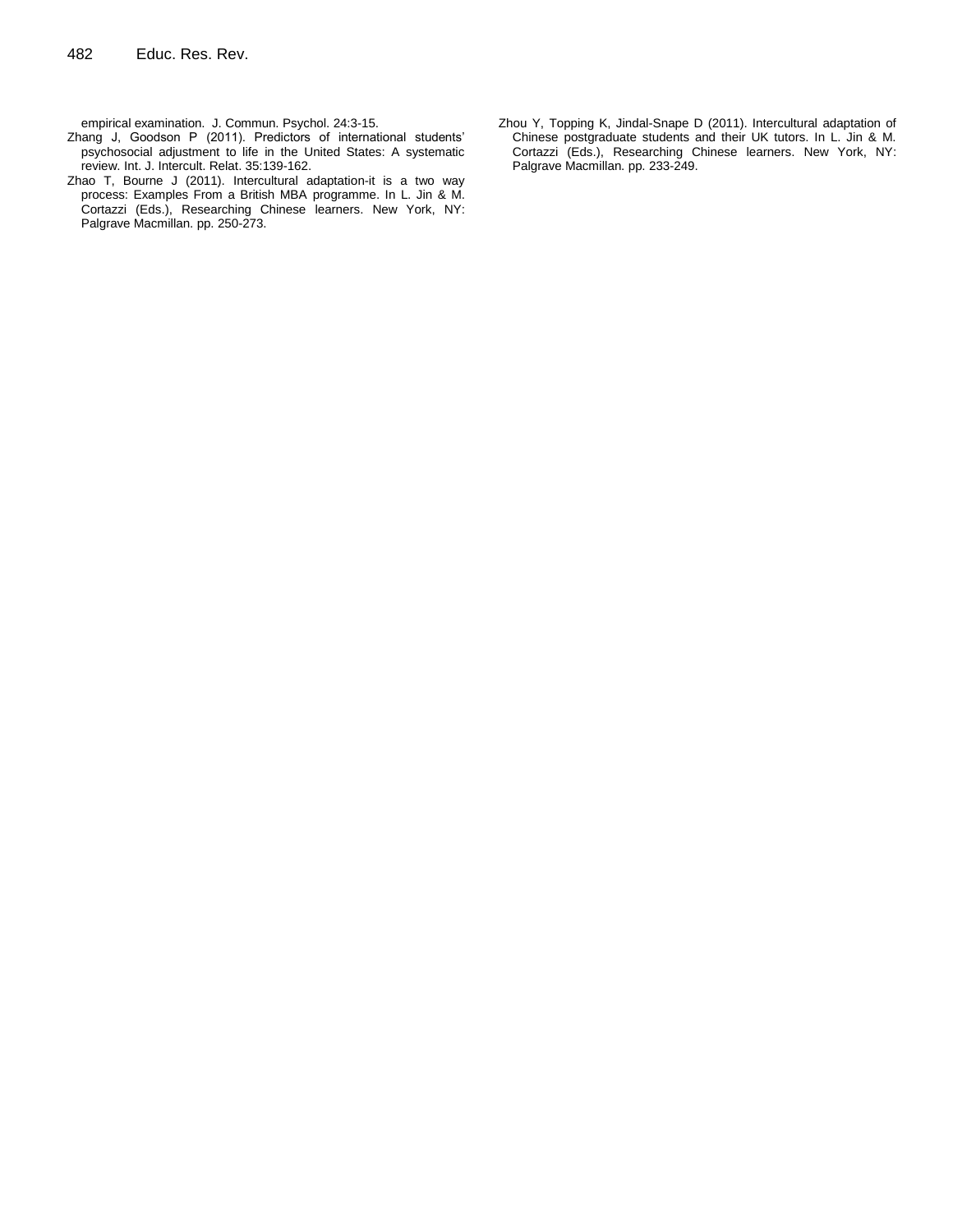empirical examination. J. Commun. Psychol. 24:3-15.

Zhang J, Goodson P (2011). Predictors of international students' psychosocial adjustment to life in the United States: A systematic review. Int. J. Intercult. Relat. 35:139-162.

Zhao T, Bourne J (2011). Intercultural adaptation-it is a two way process: Examples From a British MBA programme. In L. Jin & M. Cortazzi (Eds.), Researching Chinese learners. New York, NY: Palgrave Macmillan. pp. 250-273.

Zhou Y, Topping K, Jindal-Snape D (2011). Intercultural adaptation of Chinese postgraduate students and their UK tutors. In L. Jin & M. Cortazzi (Eds.), Researching Chinese learners. New York, NY: Palgrave Macmillan. pp. 233-249.